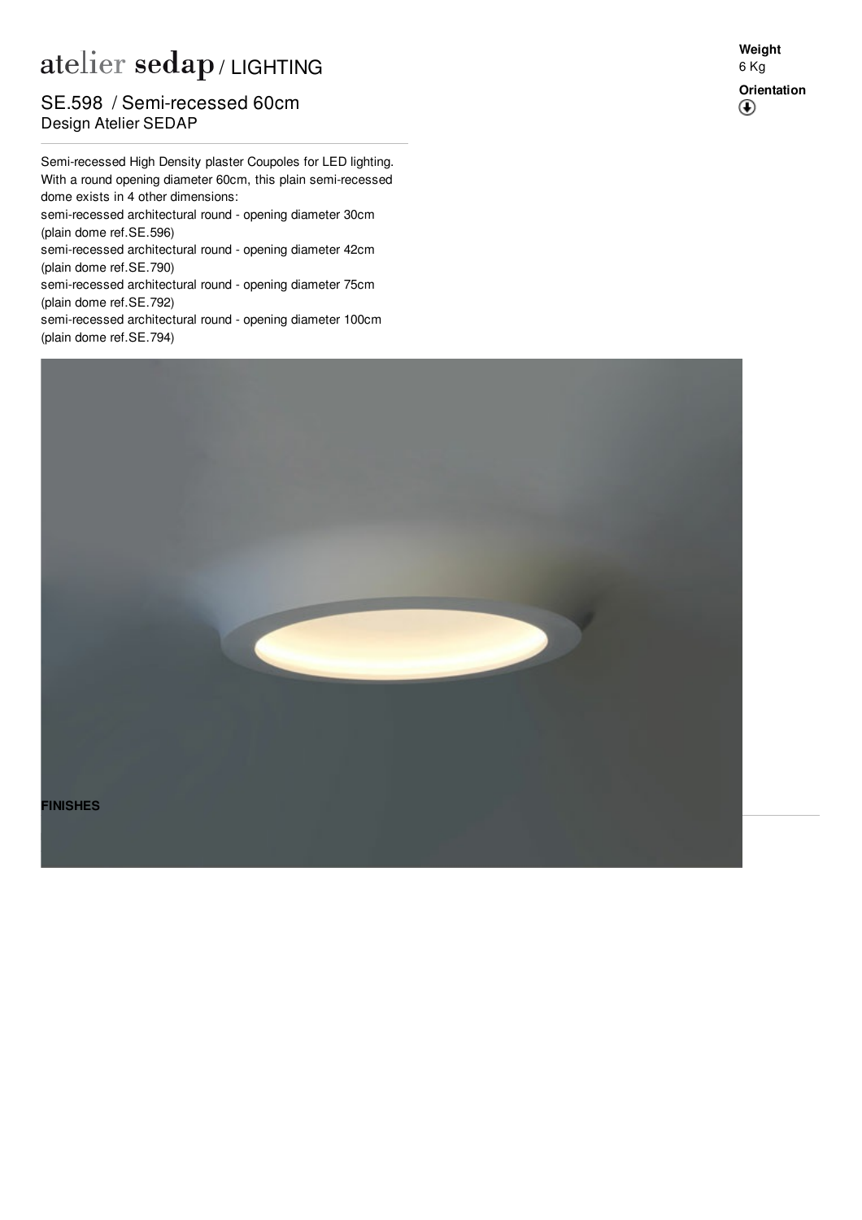# atelier sedap / LIGHTING

## SE.598 / Semi-recessed 60cm

Design Atelier SEDAP

**Weight**
6 Kg

**Orientation**

Semi-recessed High Density plaster Coupoles for LED lighting.
With a round opening diameter 60cm, this plain semi-recessed dome exists in 4 other dimensions:
semi-recessed architectural round - opening diameter 30cm (plain dome ref.SE.596)
semi-recessed architectural round - opening diameter 42cm (plain dome ref.SE.790)
semi-recessed architectural round - opening diameter 75cm (plain dome ref.SE.792)
semi-recessed architectural round - opening diameter 100cm (plain dome ref.SE.794)

**FINISHES**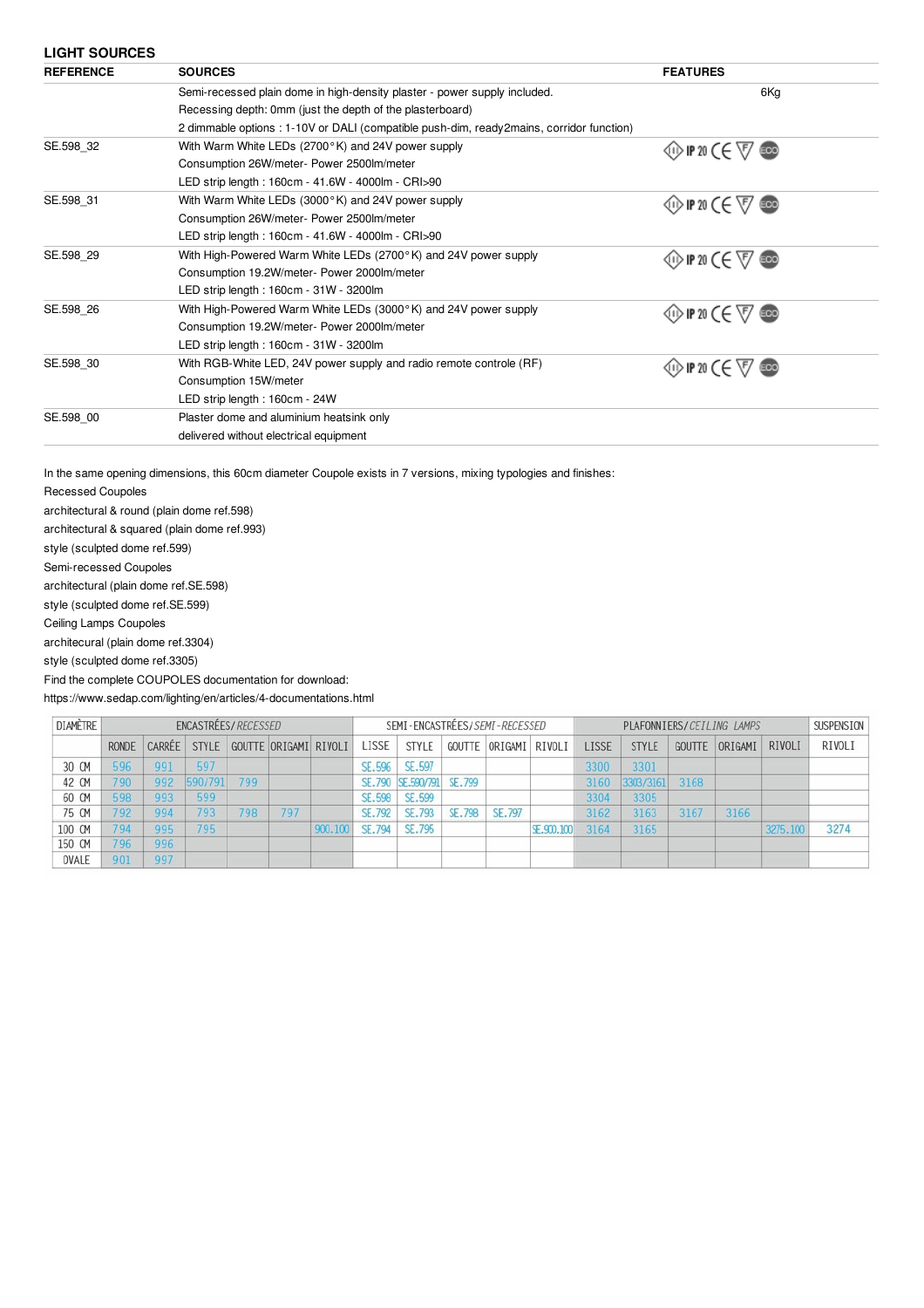## LIGHT SOURCES

| REFERENCE | SOURCES | FEATURES |
|---|---|---|
| | Semi-recessed plain dome in high-density plaster - power supply included.<br>Recessing depth: 0mm (just the depth of the plasterboard)<br>2 dimmable options : 1-10V or DALI (compatible push-dim, ready2mains, corridor function) | 6Kg |
| SE.598_32 | With Warm White LEDs (2700° K) and 24V power supply<br>Consumption 26W/meter- Power 2500lm/meter<br>LED strip length : 160cm - 41.6W - 4000lm - CRI>90 | IP 20 |
| SE.598_31 | With Warm White LEDs (3000° K) and 24V power supply<br>Consumption 26W/meter- Power 2500lm/meter<br>LED strip length : 160cm - 41.6W - 4000lm - CRI>90 | IP 20 |
| SE.598_29 | With High-Powered Warm White LEDs (2700° K) and 24V power supply<br>Consumption 19.2W/meter- Power 2000lm/meter<br>LED strip length : 160cm - 31W - 3200lm | IP 20 |
| SE.598_26 | With High-Powered Warm White LEDs (3000° K) and 24V power supply<br>Consumption 19.2W/meter- Power 2000lm/meter<br>LED strip length : 160cm - 31W - 3200lm | IP 20 |
| SE.598_30 | With RGB-White LED, 24V power supply and radio remote controle (RF)<br>Consumption 15W/meter<br>LED strip length : 160cm - 24W | IP 20 |
| SE.598_00 | Plaster dome and aluminium heatsink only<br>delivered without electrical equipment | |

In the same opening dimensions, this 60cm diameter Coupole exists in 7 versions, mixing typologies and finishes:

Recessed Coupoles

architectural & round (plain dome ref.598)

architectural & squared (plain dome ref.993)

style (sculpted dome ref.599)

Semi-recessed Coupoles

architectural (plain dome ref.SE.598)

style (sculpted dome ref.SE.599)

Ceiling Lamps Coupoles

architecural (plain dome ref.3304)

style (sculpted dome ref.3305)

Find the complete COUPOLES documentation for download:

https://www.sedap.com/lighting/en/articles/4-documentations.html

| DIAMÈTRE | ENCASTRÉES/*RECESSED* | | | | | | SEMI-ENCASTRÉES/*SEMI-RECESSED* | | | | | PLAFONNIERS/*CEILING LAMPS* | | | | | SUSPENSION |
|---|---|---|---|---|---|---|---|---|---|---|---|---|---|---|---|---|---|
| | RONDE | CARRÉE | STYLE | GOUTTE | ORIGAMI | RIVOLI | LISSE | STYLE | GOUTTE | ORIGAMI | RIVOLI | LISSE | STYLE | GOUTTE | ORIGAMI | RIVOLI | RIVOLI |
| 30 CM | 596 | 991 | 597 | | | | SE.596 | SE.597 | | | | 3300 | 3301 | | | | |
| 42 CM | 790 | 992 | 590/791 | 799 | | | SE.790 | SE.590/791 | SE.799 | | | 3160 | 3303/3161 | 3168 | | | |
| 60 CM | 598 | 993 | 599 | | | | SE.598 | SE.599 | | | | 3304 | 3305 | | | | |
| 75 CM | 792 | 994 | 793 | 798 | 797 | | SE.792 | SE.793 | SE.798 | SE.797 | | 3162 | 3163 | 3167 | 3166 | | |
| 100 CM | 794 | 995 | 795 | | | 900.100 | SE.794 | SE.795 | | | SE.900.100 | 3164 | 3165 | | | 3275.100 | 3274 |
| 150 CM | 796 | 996 | | | | | | | | | | | | | | | |
| OVALE | 901 | 997 | | | | | | | | | | | | | | | |